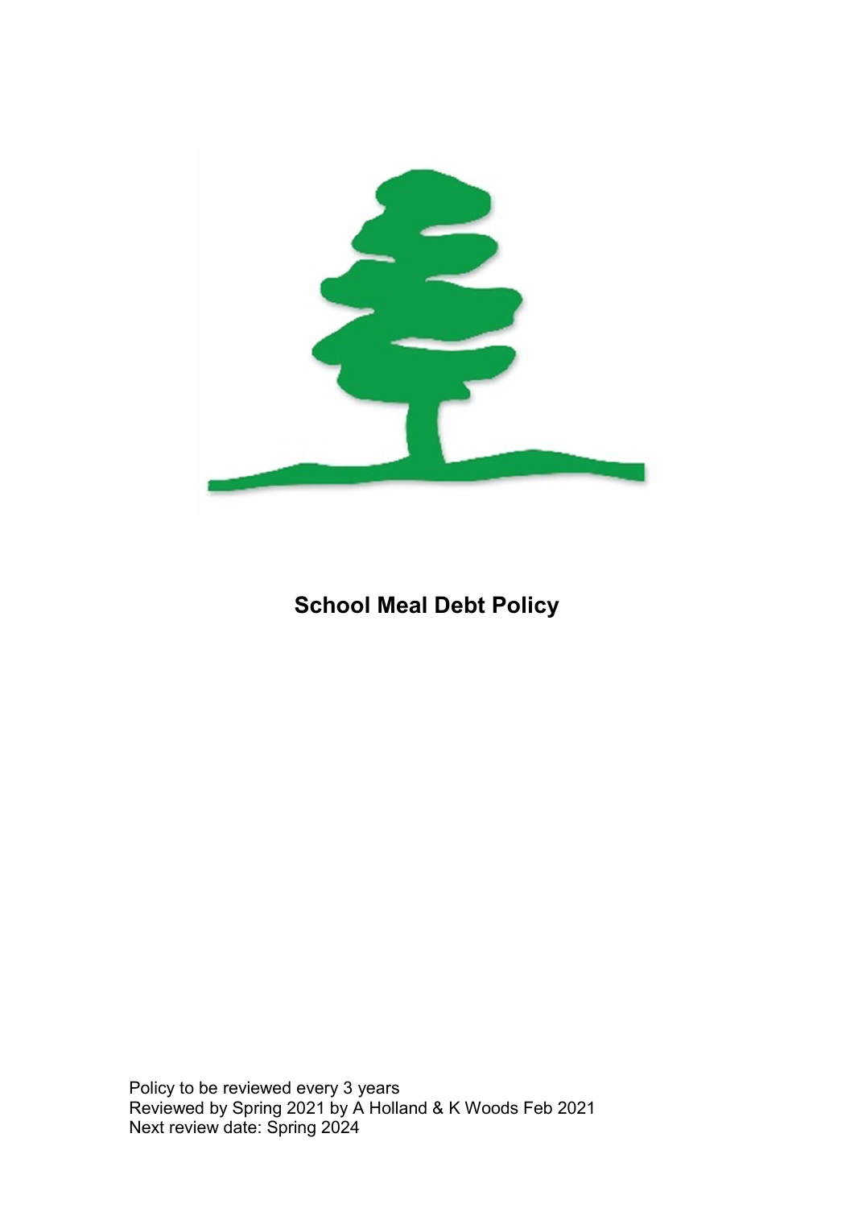# School Meal Debt Policy

Policy to be reviewed every 3 years
Reviewed by Spring 2021 by A Holland & K Woods Feb 2021
Next review date: Spring 2024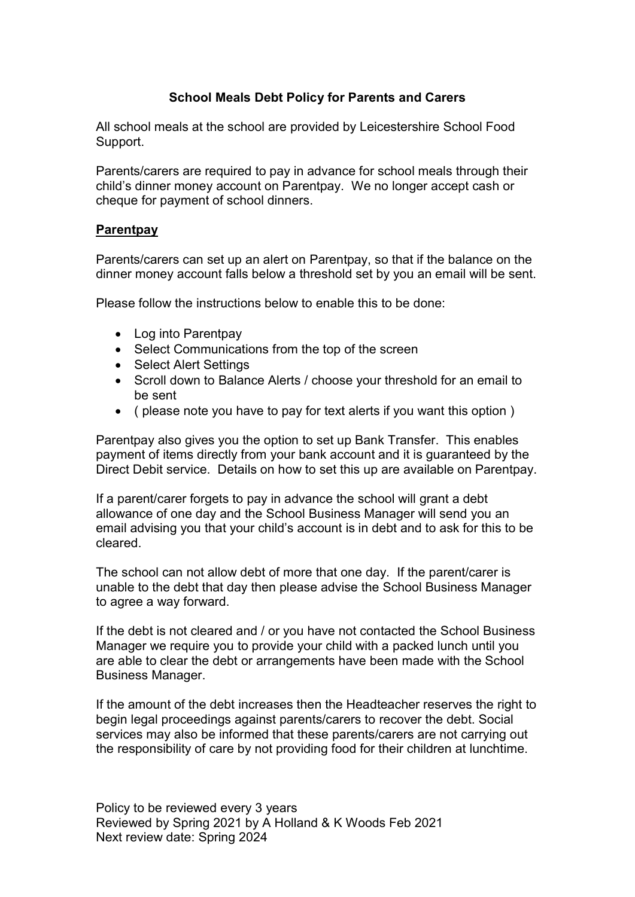## School Meals Debt Policy for Parents and Carers

All school meals at the school are provided by Leicestershire School Food Support.

Parents/carers are required to pay in advance for school meals through their child's dinner money account on Parentpay. We no longer accept cash or cheque for payment of school dinners.

### Parentpay

Parents/carers can set up an alert on Parentpay, so that if the balance on the dinner money account falls below a threshold set by you an email will be sent.

Please follow the instructions below to enable this to be done:

- Log into Parentpay
- Select Communications from the top of the screen
- Select Alert Settings
- Scroll down to Balance Alerts / choose your threshold for an email to be sent
- ( please note you have to pay for text alerts if you want this option )

Parentpay also gives you the option to set up Bank Transfer. This enables payment of items directly from your bank account and it is guaranteed by the Direct Debit service. Details on how to set this up are available on Parentpay.

If a parent/carer forgets to pay in advance the school will grant a debt allowance of one day and the School Business Manager will send you an email advising you that your child's account is in debt and to ask for this to be cleared.

The school can not allow debt of more that one day. If the parent/carer is unable to the debt that day then please advise the School Business Manager to agree a way forward.

If the debt is not cleared and / or you have not contacted the School Business Manager we require you to provide your child with a packed lunch until you are able to clear the debt or arrangements have been made with the School Business Manager.

If the amount of the debt increases then the Headteacher reserves the right to begin legal proceedings against parents/carers to recover the debt. Social services may also be informed that these parents/carers are not carrying out the responsibility of care by not providing food for their children at lunchtime.

Policy to be reviewed every 3 years
Reviewed by Spring 2021 by A Holland & K Woods Feb 2021
Next review date: Spring 2024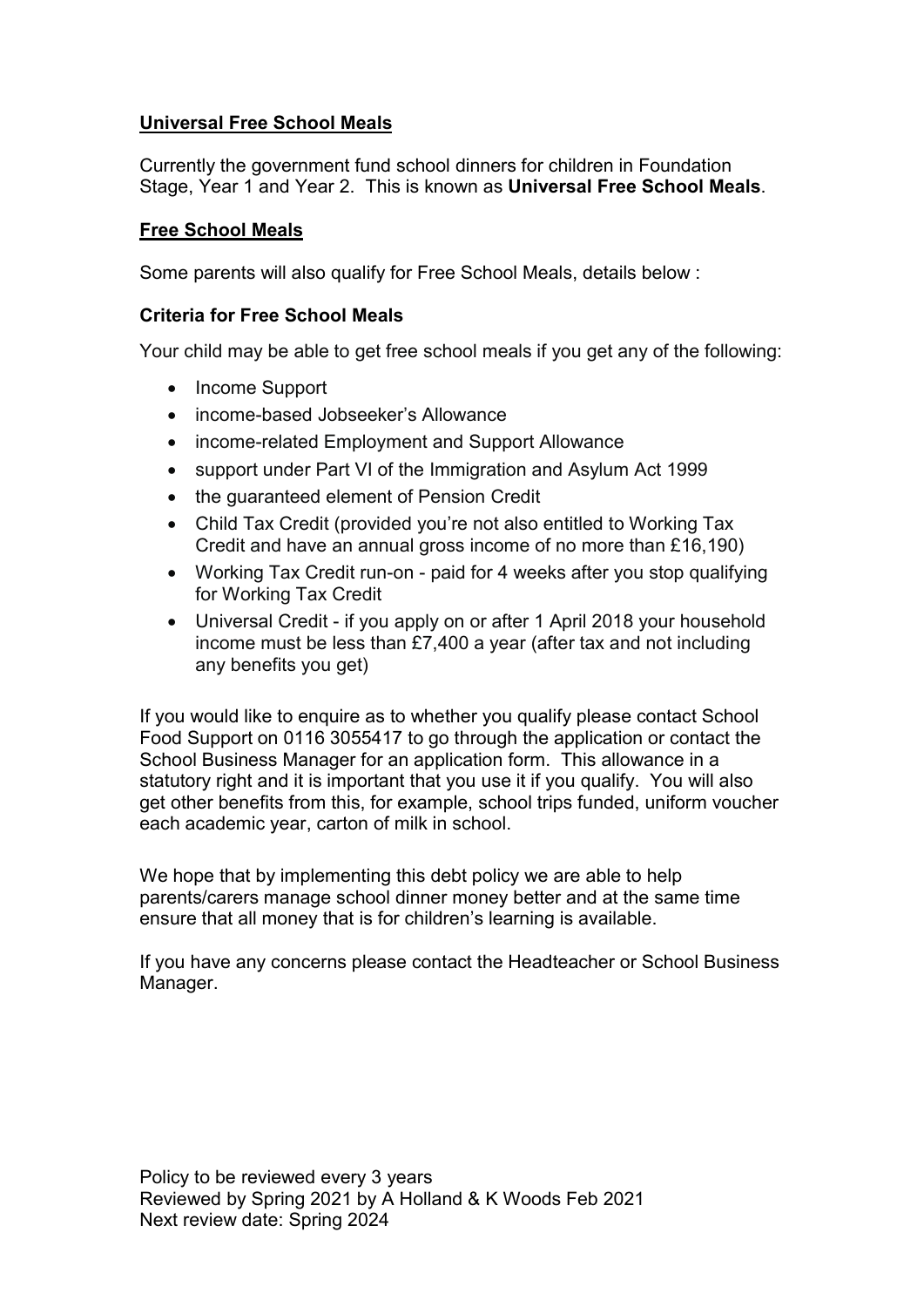## Universal Free School Meals

Currently the government fund school dinners for children in Foundation Stage, Year 1 and Year 2. This is known as **Universal Free School Meals**.

## Free School Meals

Some parents will also qualify for Free School Meals, details below :

### Criteria for Free School Meals

Your child may be able to get free school meals if you get any of the following:

- Income Support
- income-based Jobseeker's Allowance
- income-related Employment and Support Allowance
- support under Part VI of the Immigration and Asylum Act 1999
- the guaranteed element of Pension Credit
- Child Tax Credit (provided you're not also entitled to Working Tax Credit and have an annual gross income of no more than £16,190)
- Working Tax Credit run-on - paid for 4 weeks after you stop qualifying for Working Tax Credit
- Universal Credit - if you apply on or after 1 April 2018 your household income must be less than £7,400 a year (after tax and not including any benefits you get)

If you would like to enquire as to whether you qualify please contact School Food Support on 0116 3055417 to go through the application or contact the School Business Manager for an application form. This allowance in a statutory right and it is important that you use it if you qualify. You will also get other benefits from this, for example, school trips funded, uniform voucher each academic year, carton of milk in school.

We hope that by implementing this debt policy we are able to help parents/carers manage school dinner money better and at the same time ensure that all money that is for children's learning is available.

If you have any concerns please contact the Headteacher or School Business Manager.

Policy to be reviewed every 3 years
Reviewed by Spring 2021 by A Holland & K Woods Feb 2021
Next review date: Spring 2024